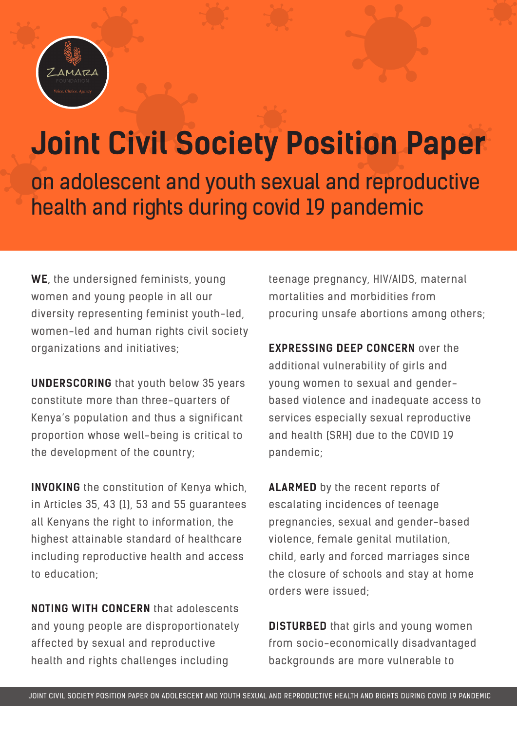# Joint Civil Society Position Paper

## on adolescent and youth sexual and reproductive health and rights during covid 19 pandemic

**WE**, the undersigned feminists, young women and young people in all our diversity representing feminist youth-led, women-led and human rights civil society organizations and initiatives;

**UNDERSCORING** that youth below 35 years constitute more than three-quarters of Kenya's population and thus a significant proportion whose well-being is critical to the development of the country;

**INVOKING** the constitution of Kenya which, in Articles 35, 43 (1), 53 and 55 guarantees all Kenyans the right to information, the highest attainable standard of healthcare including reproductive health and access to education;

**NOTING WITH CONCERN** that adolescents and young people are disproportionately affected by sexual and reproductive health and rights challenges including teenage pregnancy, HIV/AIDS, maternal mortalities and morbidities from procuring unsafe abortions among others;

**EXPRESSING DEEP CONCERN** over the additional vulnerability of girls and young women to sexual and gender-based violence and inadequate access to services especially sexual reproductive and health (SRH) due to the COVID 19 pandemic;

**ALARMED** by the recent reports of escalating incidences of teenage pregnancies, sexual and gender-based violence, female genital mutilation, child, early and forced marriages since the closure of schools and stay at home orders were issued;

**DISTURBED** that girls and young women from socio-economically disadvantaged backgrounds are more vulnerable to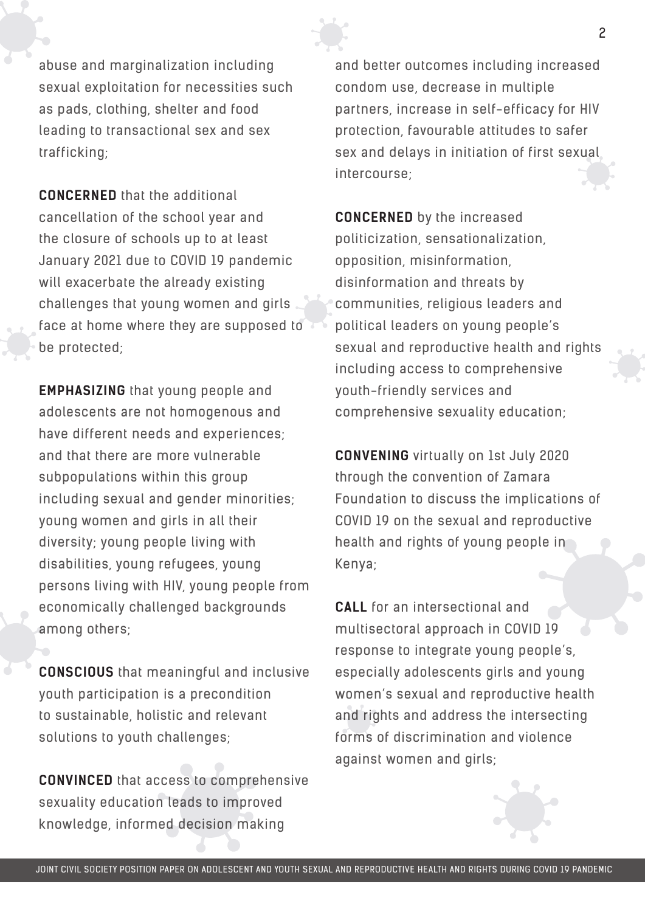abuse and marginalization including sexual exploitation for necessities such as pads, clothing, shelter and food leading to transactional sex and sex trafficking;

**CONCERNED** that the additional cancellation of the school year and the closure of schools up to at least January 2021 due to COVID 19 pandemic will exacerbate the already existing challenges that young women and girls face at home where they are supposed to be protected;

**EMPHASIZING** that young people and adolescents are not homogenous and have different needs and experiences; and that there are more vulnerable subpopulations within this group including sexual and gender minorities; young women and girls in all their diversity; young people living with disabilities, young refugees, young persons living with HIV, young people from economically challenged backgrounds among others;

**CONSCIOUS** that meaningful and inclusive youth participation is a precondition to sustainable, holistic and relevant solutions to youth challenges;

**CONVINCED** that access to comprehensive sexuality education leads to improved knowledge, informed decision making and better outcomes including increased condom use, decrease in multiple partners, increase in self-efficacy for HIV protection, favourable attitudes to safer sex and delays in initiation of first sexual intercourse;

**CONCERNED** by the increased politicization, sensationalization, opposition, misinformation, disinformation and threats by communities, religious leaders and political leaders on young people's sexual and reproductive health and rights including access to comprehensive youth-friendly services and comprehensive sexuality education;

**CONVENING** virtually on 1st July 2020 through the convention of Zamara Foundation to discuss the implications of COVID 19 on the sexual and reproductive health and rights of young people in Kenya;

**CALL** for an intersectional and multisectoral approach in COVID 19 response to integrate young people's, especially adolescents girls and young women's sexual and reproductive health and rights and address the intersecting forms of discrimination and violence against women and girls;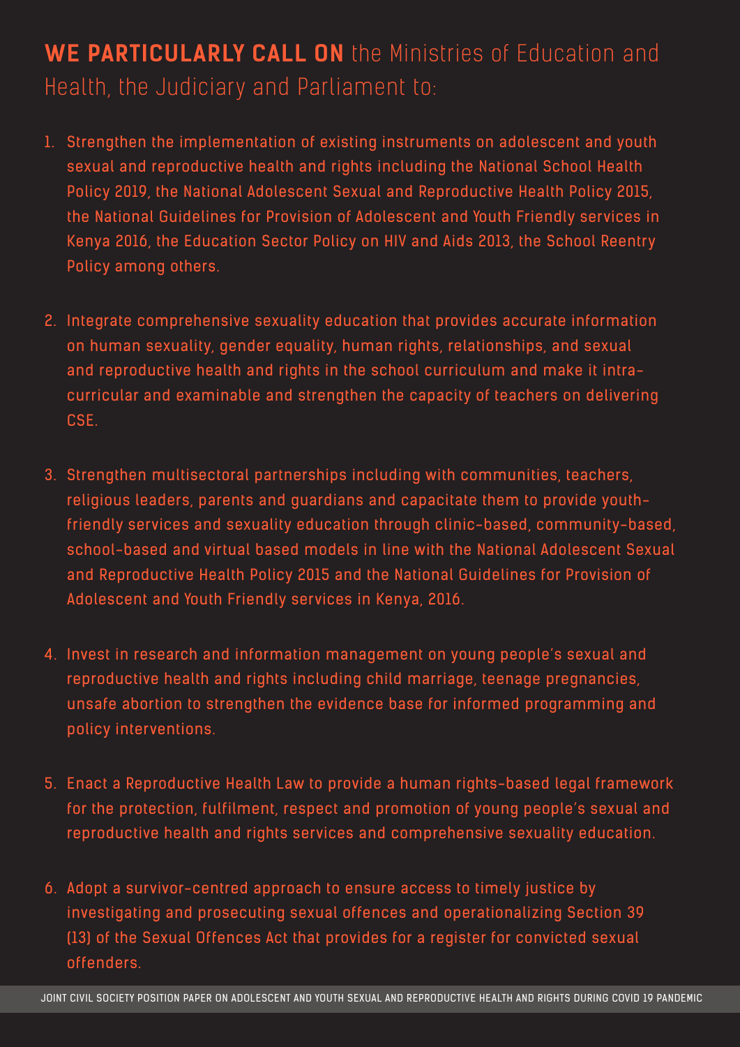**WE PARTICULARLY CALL ON** the Ministries of Education and Health, the Judiciary and Parliament to:

1. Strengthen the implementation of existing instruments on adolescent and youth sexual and reproductive health and rights including the National School Health Policy 2019, the National Adolescent Sexual and Reproductive Health Policy 2015, the National Guidelines for Provision of Adolescent and Youth Friendly services in Kenya 2016, the Education Sector Policy on HIV and Aids 2013, the School Reentry Policy among others.

2. Integrate comprehensive sexuality education that provides accurate information on human sexuality, gender equality, human rights, relationships, and sexual and reproductive health and rights in the school curriculum and make it intra-curricular and examinable and strengthen the capacity of teachers on delivering CSE.

3. Strengthen multisectoral partnerships including with communities, teachers, religious leaders, parents and guardians and capacitate them to provide youth-friendly services and sexuality education through clinic-based, community-based, school-based and virtual based models in line with the National Adolescent Sexual and Reproductive Health Policy 2015 and the National Guidelines for Provision of Adolescent and Youth Friendly services in Kenya, 2016.

4. Invest in research and information management on young people's sexual and reproductive health and rights including child marriage, teenage pregnancies, unsafe abortion to strengthen the evidence base for informed programming and policy interventions.

5. Enact a Reproductive Health Law to provide a human rights-based legal framework for the protection, fulfilment, respect and promotion of young people's sexual and reproductive health and rights services and comprehensive sexuality education.

6. Adopt a survivor-centred approach to ensure access to timely justice by investigating and prosecuting sexual offences and operationalizing Section 39 (13) of the Sexual Offences Act that provides for a register for convicted sexual offenders.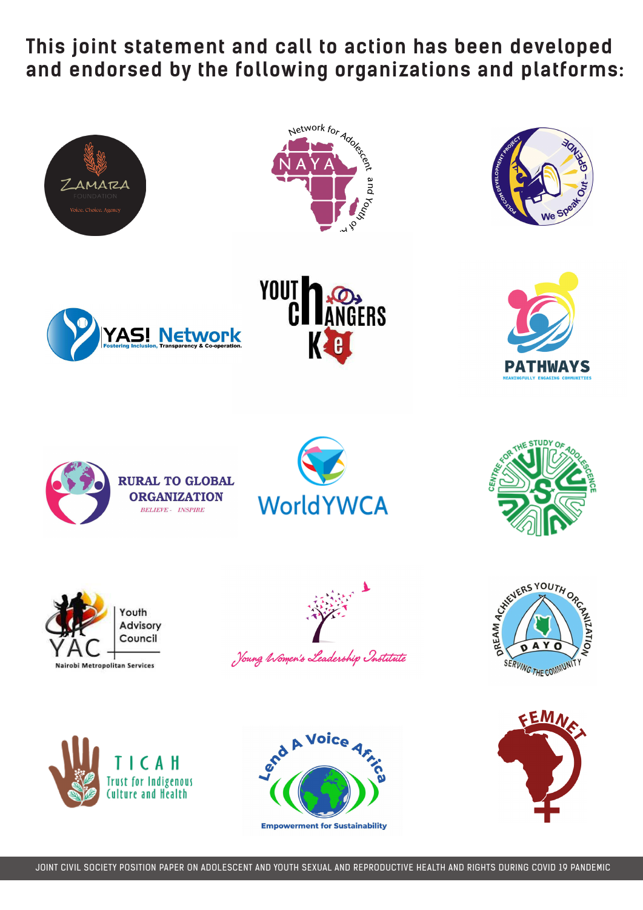## This joint statement and call to action has been developed and endorsed by the following organizations and platforms:

ZAMARA FOUNDATION
Voice. Choice. Agency

Network for Adolescent and Youth of Africa
NAYA

POLYCOM DEVELOPMENT PROJECT
We Speak Out – GPENDE

YAS! Network
Fostering Inclusion, Transparency & Co-operation.

YOUTH CHANGERS KE

PATHWAYS
MEANINGFULLY ENGAGING COMMUNITIES

RURAL TO GLOBAL ORGANIZATION
BELIEVE - INSPIRE

WorldYWCA

CENTRE FOR THE STUDY OF ADOLESCENCE

YAC
Youth Advisory Council
Nairobi Metropolitan Services

Young Women's Leadership Institute

DREAM ACHIEVERS YOUTH ORGANIZATION
DAYO
SERVING THE COMMUNITY

TICAH
Trust for Indigenous Culture and Health

Lend A Voice Africa
Empowerment for Sustainability

FEMNET